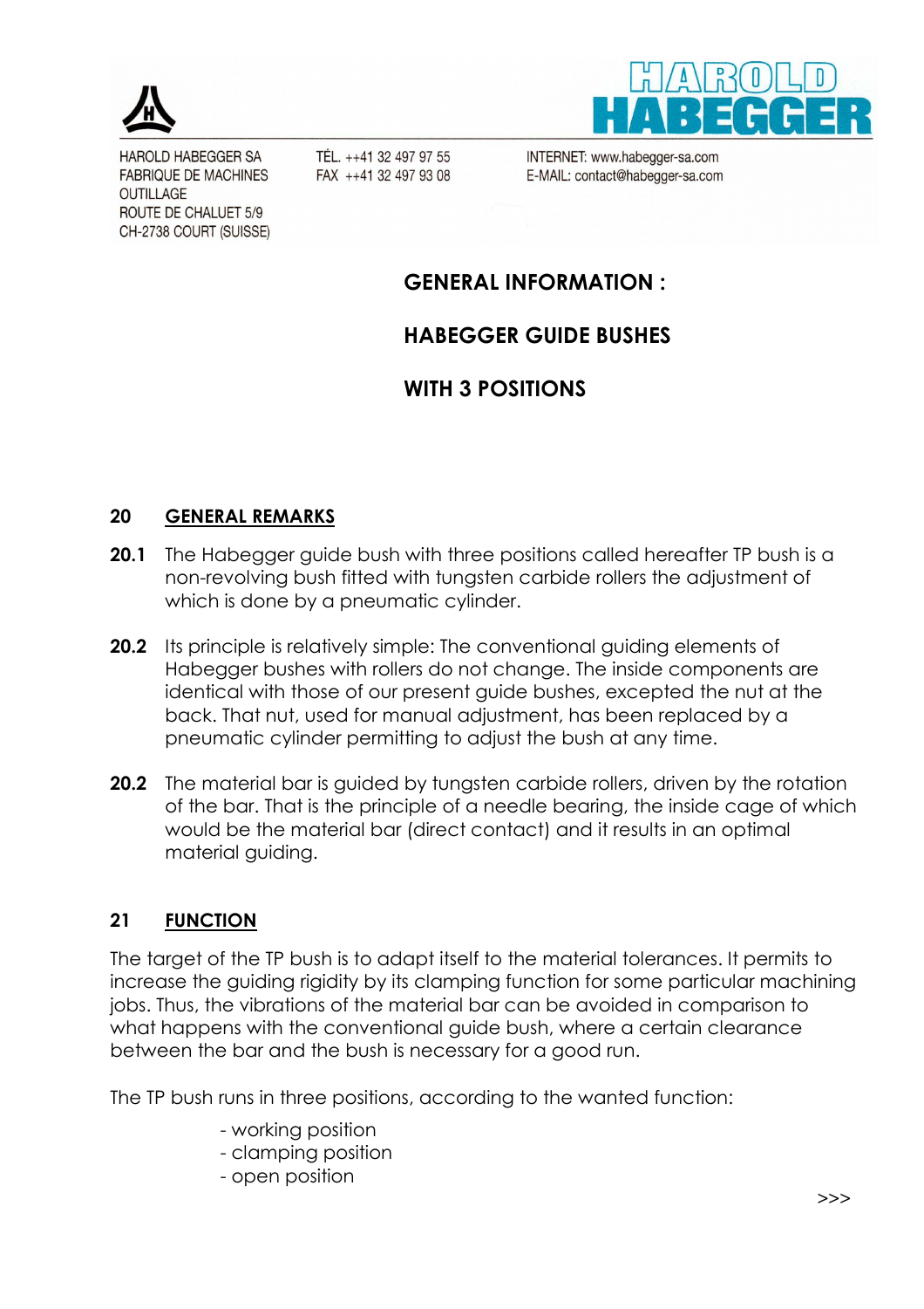HAROLD HABEGGER SA
FABRIQUE DE MACHINES
OUTILLAGE
ROUTE DE CHALUET 5/9
CH-2738 COURT (SUISSE)

TÉL. ++41 32 497 97 55
FAX ++41 32 497 93 08

INTERNET: www.habegger-sa.com
E-MAIL: contact@habegger-sa.com

# GENERAL INFORMATION :

# HABEGGER GUIDE BUSHES

# WITH 3 POSITIONS

## 20 GENERAL REMARKS

**20.1** The Habegger guide bush with three positions called hereafter TP bush is a non-revolving bush fitted with tungsten carbide rollers the adjustment of which is done by a pneumatic cylinder.

**20.2** Its principle is relatively simple: The conventional guiding elements of Habegger bushes with rollers do not change. The inside components are identical with those of our present guide bushes, excepted the nut at the back. That nut, used for manual adjustment, has been replaced by a pneumatic cylinder permitting to adjust the bush at any time.

**20.2** The material bar is guided by tungsten carbide rollers, driven by the rotation of the bar. That is the principle of a needle bearing, the inside cage of which would be the material bar (direct contact) and it results in an optimal material guiding.

## 21 FUNCTION

The target of the TP bush is to adapt itself to the material tolerances. It permits to increase the guiding rigidity by its clamping function for some particular machining jobs. Thus, the vibrations of the material bar can be avoided in comparison to what happens with the conventional guide bush, where a certain clearance between the bar and the bush is necessary for a good run.

The TP bush runs in three positions, according to the wanted function:

- working position
- clamping position
- open position

>>>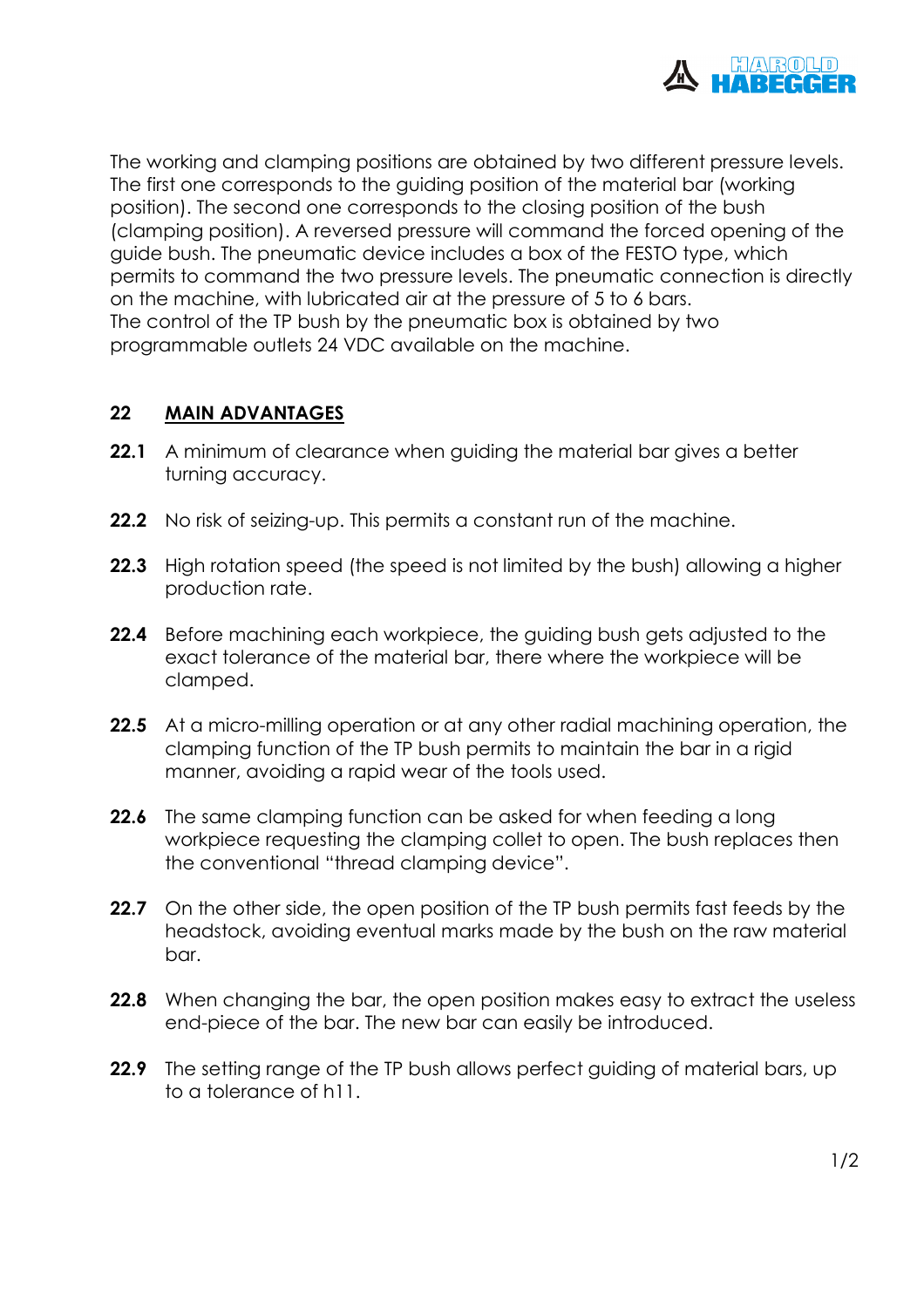The working and clamping positions are obtained by two different pressure levels. The first one corresponds to the guiding position of the material bar (working position). The second one corresponds to the closing position of the bush (clamping position). A reversed pressure will command the forced opening of the guide bush. The pneumatic device includes a box of the FESTO type, which permits to command the two pressure levels. The pneumatic connection is directly on the machine, with lubricated air at the pressure of 5 to 6 bars.
The control of the TP bush by the pneumatic box is obtained by two programmable outlets 24 VDC available on the machine.

## 22 <u>MAIN ADVANTAGES</u>

**22.1** A minimum of clearance when guiding the material bar gives a better turning accuracy.

**22.2** No risk of seizing-up. This permits a constant run of the machine.

**22.3** High rotation speed (the speed is not limited by the bush) allowing a higher production rate.

**22.4** Before machining each workpiece, the guiding bush gets adjusted to the exact tolerance of the material bar, there where the workpiece will be clamped.

**22.5** At a micro-milling operation or at any other radial machining operation, the clamping function of the TP bush permits to maintain the bar in a rigid manner, avoiding a rapid wear of the tools used.

**22.6** The same clamping function can be asked for when feeding a long workpiece requesting the clamping collet to open. The bush replaces then the conventional “thread clamping device”.

**22.7** On the other side, the open position of the TP bush permits fast feeds by the headstock, avoiding eventual marks made by the bush on the raw material bar.

**22.8** When changing the bar, the open position makes easy to extract the useless end-piece of the bar. The new bar can easily be introduced.

**22.9** The setting range of the TP bush allows perfect guiding of material bars, up to a tolerance of h11.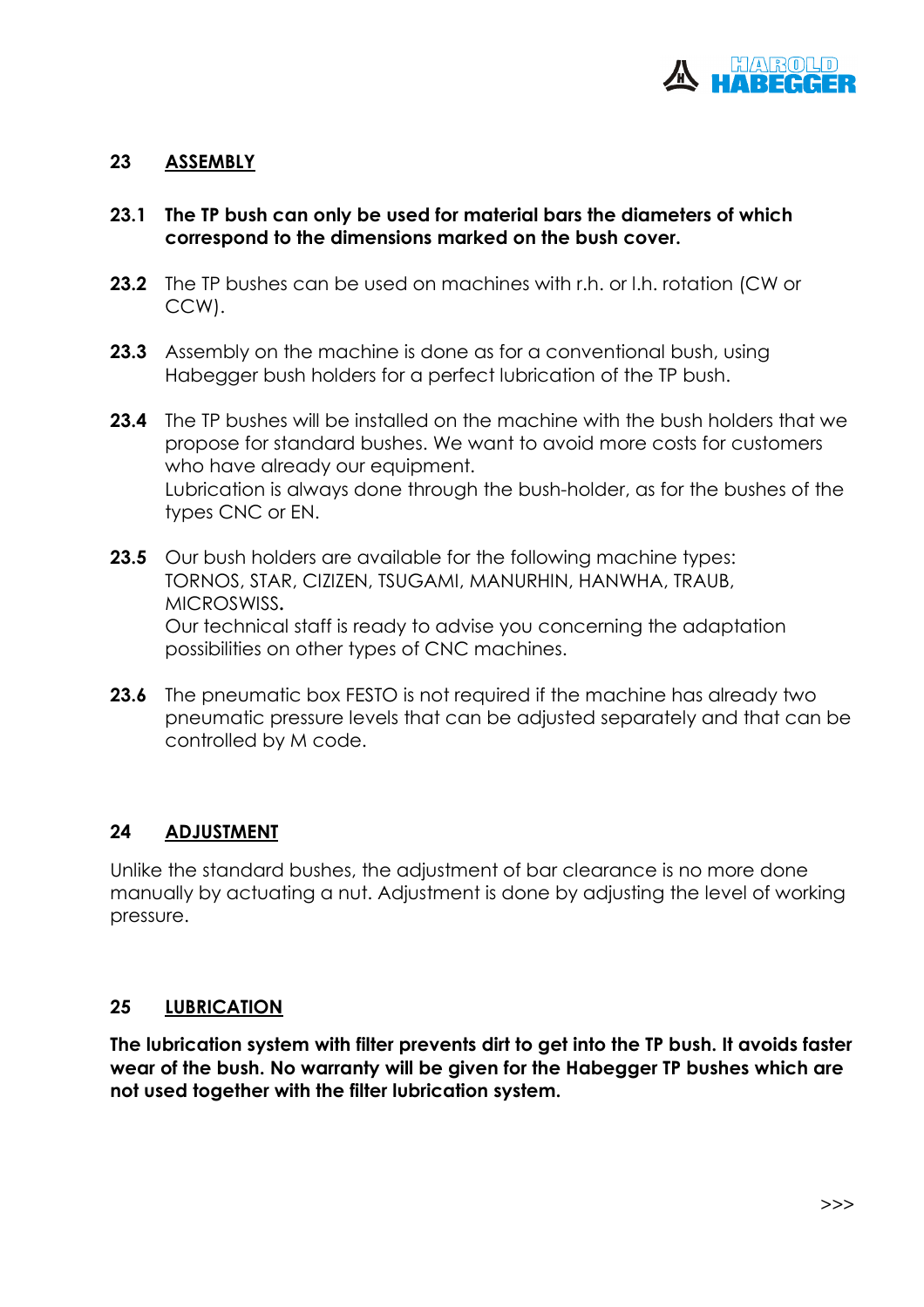## 23 ASSEMBLY

**23.1** **The TP bush can only be used for material bars the diameters of which correspond to the dimensions marked on the bush cover.**

**23.2** The TP bushes can be used on machines with r.h. or l.h. rotation (CW or CCW).

**23.3** Assembly on the machine is done as for a conventional bush, using Habegger bush holders for a perfect lubrication of the TP bush.

**23.4** The TP bushes will be installed on the machine with the bush holders that we propose for standard bushes. We want to avoid more costs for customers who have already our equipment.
Lubrication is always done through the bush-holder, as for the bushes of the types CNC or EN.

**23.5** Our bush holders are available for the following machine types: TORNOS, STAR, CIZIEN, TSUGAMI, MANURHIN, HANWHA, TRAUB, MICROSWISS**.**
Our technical staff is ready to advise you concerning the adaptation possibilities on other types of CNC machines.

**23.6** The pneumatic box FESTO is not required if the machine has already two pneumatic pressure levels that can be adjusted separately and that can be controlled by M code.

## 24 ADJUSTMENT

Unlike the standard bushes, the adjustment of bar clearance is no more done manually by actuating a nut. Adjustment is done by adjusting the level of working pressure.

## 25 LUBRICATION

**The lubrication system with filter prevents dirt to get into the TP bush. It avoids faster wear of the bush. No warranty will be given for the Habegger TP bushes which are not used together with the filter lubrication system.**

>>>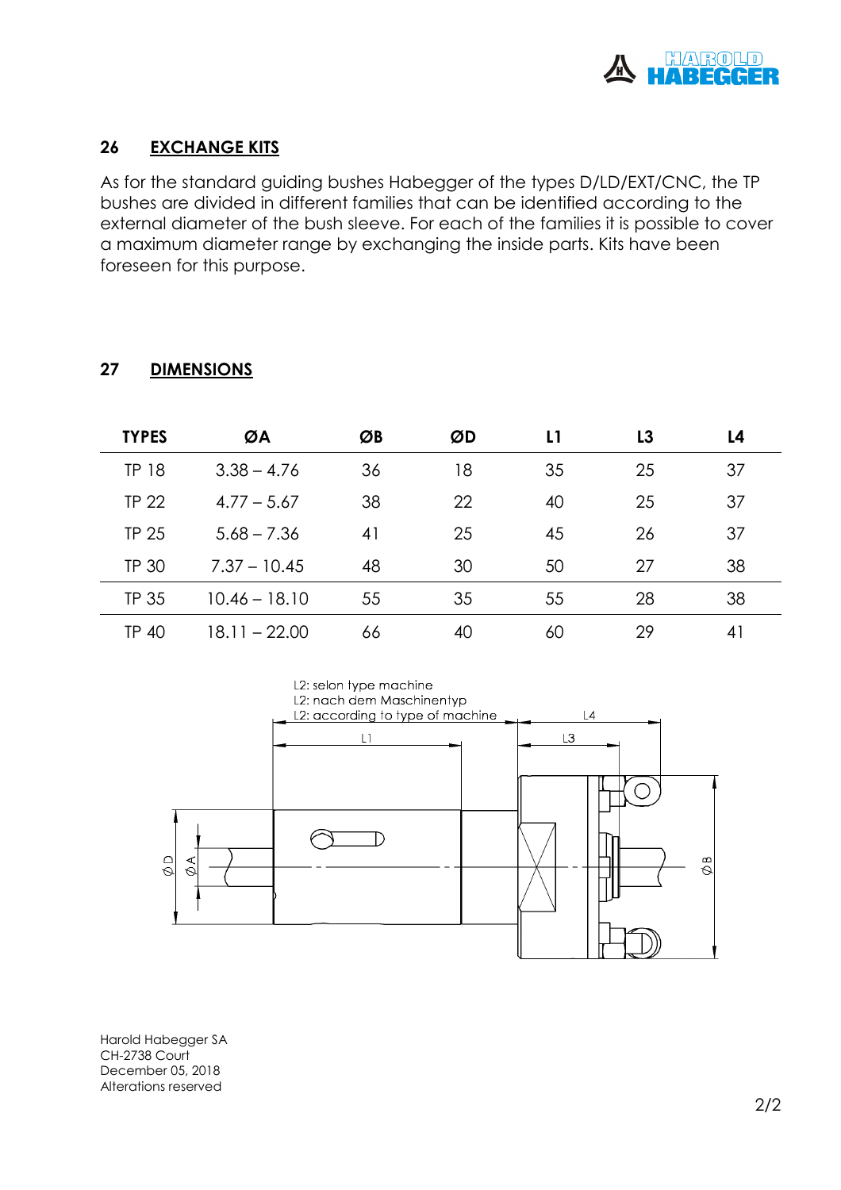## 26 EXCHANGE KITS

As for the standard guiding bushes Habegger of the types D/LD/EXT/CNC, the TP bushes are divided in different families that can be identified according to the external diameter of the bush sleeve. For each of the families it is possible to cover a maximum diameter range by exchanging the inside parts. Kits have been foreseen for this purpose.

## 27 DIMENSIONS

| TYPES | ØA | ØB | ØD | L1 | L3 | L4 |
|---|---|---|---|---|---|---|
| TP 18 | 3.38 – 4.76 | 36 | 18 | 35 | 25 | 37 |
| TP 22 | 4.77 – 5.67 | 38 | 22 | 40 | 25 | 37 |
| TP 25 | 5.68 – 7.36 | 41 | 25 | 45 | 26 | 37 |
| TP 30 | 7.37 – 10.45 | 48 | 30 | 50 | 27 | 38 |
| TP 35 | 10.46 – 18.10 | 55 | 35 | 55 | 28 | 38 |
| TP 40 | 18.11 – 22.00 | 66 | 40 | 60 | 29 | 41 |

L2: selon type machine
L2: nach dem Maschinentyp
L2: according to type of machine
L4
L1
L3
Ø D
Ø A
Ø B

Harold Habegger SA
CH-2738 Court
December 05, 2018
Alterations reserved